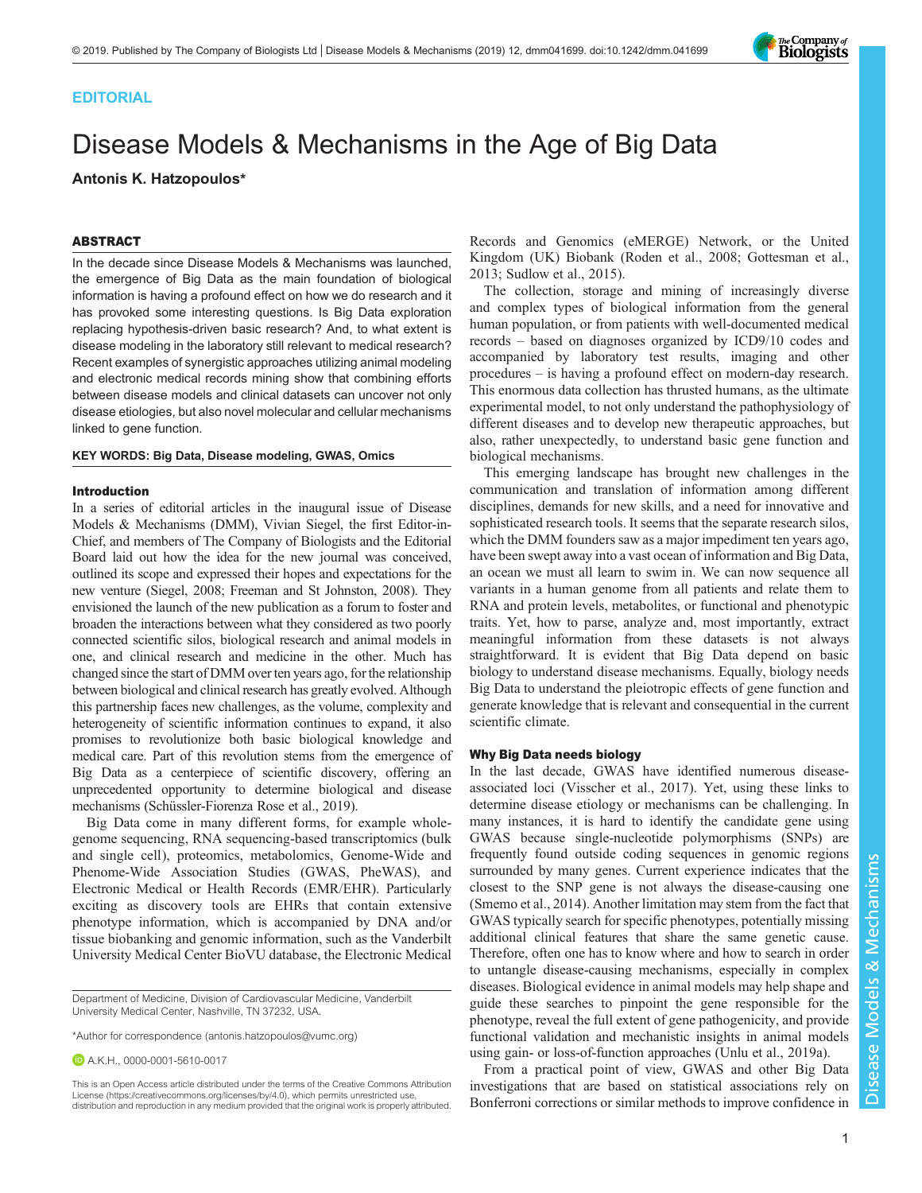EDITORIAL

# Disease Models & Mechanisms in the Age of Big Data

**Antonis K. Hatzopoulos***

## ABSTRACT

In the decade since Disease Models & Mechanisms was launched, the emergence of Big Data as the main foundation of biological information is having a profound effect on how we do research and it has provoked some interesting questions. Is Big Data exploration replacing hypothesis-driven basic research? And, to what extent is disease modeling in the laboratory still relevant to medical research? Recent examples of synergistic approaches utilizing animal modeling and electronic medical records mining show that combining efforts between disease models and clinical datasets can uncover not only disease etiologies, but also novel molecular and cellular mechanisms linked to gene function.

**KEY WORDS: Big Data, Disease modeling, GWAS, Omics**

## Introduction

In a series of editorial articles in the inaugural issue of Disease Models & Mechanisms (DMM), Vivian Siegel, the first Editor-in-Chief, and members of The Company of Biologists and the Editorial Board laid out how the idea for the new journal was conceived, outlined its scope and expressed their hopes and expectations for the new venture (Siegel, 2008; Freeman and St Johnston, 2008). They envisioned the launch of the new publication as a forum to foster and broaden the interactions between what they considered as two poorly connected scientific silos, biological research and animal models in one, and clinical research and medicine in the other. Much has changed since the start of DMM over ten years ago, for the relationship between biological and clinical research has greatly evolved. Although this partnership faces new challenges, as the volume, complexity and heterogeneity of scientific information continues to expand, it also promises to revolutionize both basic biological knowledge and medical care. Part of this revolution stems from the emergence of Big Data as a centerpiece of scientific discovery, offering an unprecedented opportunity to determine biological and disease mechanisms (Schüssler-Fiorenza Rose et al., 2019).

Big Data come in many different forms, for example whole-genome sequencing, RNA sequencing-based transcriptomics (bulk and single cell), proteomics, metabolomics, Genome-Wide and Phenome-Wide Association Studies (GWAS, PheWAS), and Electronic Medical or Health Records (EMR/EHR). Particularly exciting as discovery tools are EHRs that contain extensive phenotype information, which is accompanied by DNA and/or tissue biobanking and genomic information, such as the Vanderbilt University Medical Center BioVU database, the Electronic Medical Records and Genomics (eMERGE) Network, or the United Kingdom (UK) Biobank (Roden et al., 2008; Gottesman et al., 2013; Sudlow et al., 2015).

The collection, storage and mining of increasingly diverse and complex types of biological information from the general human population, or from patients with well-documented medical records – based on diagnoses organized by ICD9/10 codes and accompanied by laboratory test results, imaging and other procedures – is having a profound effect on modern-day research. This enormous data collection has thrusted humans, as the ultimate experimental model, to not only understand the pathophysiology of different diseases and to develop new therapeutic approaches, but also, rather unexpectedly, to understand basic gene function and biological mechanisms.

This emerging landscape has brought new challenges in the communication and translation of information among different disciplines, demands for new skills, and a need for innovative and sophisticated research tools. It seems that the separate research silos, which the DMM founders saw as a major impediment ten years ago, have been swept away into a vast ocean of information and Big Data, an ocean we must all learn to swim in. We can now sequence all variants in a human genome from all patients and relate them to RNA and protein levels, metabolites, or functional and phenotypic traits. Yet, how to parse, analyze and, most importantly, extract meaningful information from these datasets is not always straightforward. It is evident that Big Data depend on basic biology to understand disease mechanisms. Equally, biology needs Big Data to understand the pleiotropic effects of gene function and generate knowledge that is relevant and consequential in the current scientific climate.

## Why Big Data needs biology

In the last decade, GWAS have identified numerous disease-associated loci (Visscher et al., 2017). Yet, using these links to determine disease etiology or mechanisms can be challenging. In many instances, it is hard to identify the candidate gene using GWAS because single-nucleotide polymorphisms (SNPs) are frequently found outside coding sequences in genomic regions surrounded by many genes. Current experience indicates that the closest to the SNP gene is not always the disease-causing one (Smemo et al., 2014). Another limitation may stem from the fact that GWAS typically search for specific phenotypes, potentially missing additional clinical features that share the same genetic cause. Therefore, often one has to know where and how to search in order to untangle disease-causing mechanisms, especially in complex diseases. Biological evidence in animal models may help shape and guide these searches to pinpoint the gene responsible for the phenotype, reveal the full extent of gene pathogenicity, and provide functional validation and mechanistic insights in animal models using gain- or loss-of-function approaches (Unlu et al., 2019a).

From a practical point of view, GWAS and other Big Data investigations that are based on statistical associations rely on Bonferroni corrections or similar methods to improve confidence in

Department of Medicine, Division of Cardiovascular Medicine, Vanderbilt University Medical Center, Nashville, TN 37232, USA.

*Author for correspondence (antonis.hatzopoulos@vumc.org)

A.K.H., 0000-0001-5610-0017

This is an Open Access article distributed under the terms of the Creative Commons Attribution License (https://creativecommons.org/licenses/by/4.0), which permits unrestricted use, distribution and reproduction in any medium provided that the original work is properly attributed.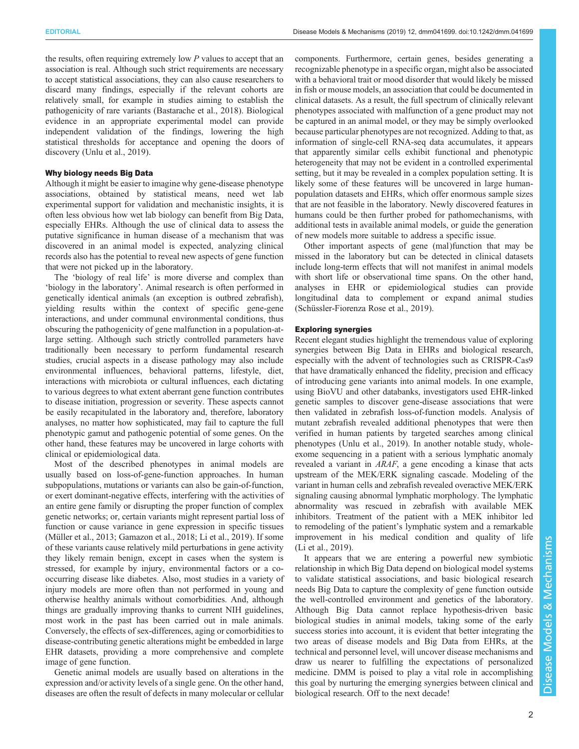the results, often requiring extremely low $P$ values to accept that an association is real. Although such strict requirements are necessary to accept statistical associations, they can also cause researchers to discard many findings, especially if the relevant cohorts are relatively small, for example in studies aiming to establish the pathogenicity of rare variants (Bastarache et al., 2018). Biological evidence in an appropriate experimental model can provide independent validation of the findings, lowering the high statistical thresholds for acceptance and opening the doors of discovery (Unlu et al., 2019).

## Why biology needs Big Data

Although it might be easier to imagine why gene-disease phenotype associations, obtained by statistical means, need wet lab experimental support for validation and mechanistic insights, it is often less obvious how wet lab biology can benefit from Big Data, especially EHRs. Although the use of clinical data to assess the putative significance in human disease of a mechanism that was discovered in an animal model is expected, analyzing clinical records also has the potential to reveal new aspects of gene function that were not picked up in the laboratory.

The 'biology of real life' is more diverse and complex than 'biology in the laboratory'. Animal research is often performed in genetically identical animals (an exception is outbred zebrafish), yielding results within the context of specific gene-gene interactions, and under communal environmental conditions, thus obscuring the pathogenicity of gene malfunction in a population-at-large setting. Although such strictly controlled parameters have traditionally been necessary to perform fundamental research studies, crucial aspects in a disease pathology may also include environmental influences, behavioral patterns, lifestyle, diet, interactions with microbiota or cultural influences, each dictating to various degrees to what extent aberrant gene function contributes to disease initiation, progression or severity. These aspects cannot be easily recapitulated in the laboratory and, therefore, laboratory analyses, no matter how sophisticated, may fail to capture the full phenotypic gamut and pathogenic potential of some genes. On the other hand, these features may be uncovered in large cohorts with clinical or epidemiological data.

Most of the described phenotypes in animal models are usually based on loss-of-gene-function approaches. In human subpopulations, mutations or variants can also be gain-of-function, or exert dominant-negative effects, interfering with the activities of an entire gene family or disrupting the proper function of complex genetic networks; or, certain variants might represent partial loss of function or cause variance in gene expression in specific tissues (Müller et al., 2013; Gamazon et al., 2018; Li et al., 2019). If some of these variants cause relatively mild perturbations in gene activity they likely remain benign, except in cases when the system is stressed, for example by injury, environmental factors or a co-occurring disease like diabetes. Also, most studies in a variety of injury models are more often than not performed in young and otherwise healthy animals without comorbidities. And, although things are gradually improving thanks to current NIH guidelines, most work in the past has been carried out in male animals. Conversely, the effects of sex-differences, aging or comorbidities to disease-contributing genetic alterations might be embedded in large EHR datasets, providing a more comprehensive and complete image of gene function.

Genetic animal models are usually based on alterations in the expression and/or activity levels of a single gene. On the other hand, diseases are often the result of defects in many molecular or cellular components. Furthermore, certain genes, besides generating a recognizable phenotype in a specific organ, might also be associated with a behavioral trait or mood disorder that would likely be missed in fish or mouse models, an association that could be documented in clinical datasets. As a result, the full spectrum of clinically relevant phenotypes associated with malfunction of a gene product may not be captured in an animal model, or they may be simply overlooked because particular phenotypes are not recognized. Adding to that, as information of single-cell RNA-seq data accumulates, it appears that apparently similar cells exhibit functional and phenotypic heterogeneity that may not be evident in a controlled experimental setting, but it may be revealed in a complex population setting. It is likely some of these features will be uncovered in large human-population datasets and EHRs, which offer enormous sample sizes that are not feasible in the laboratory. Newly discovered features in humans could be then further probed for pathomechanisms, with additional tests in available animal models, or guide the generation of new models more suitable to address a specific issue.

Other important aspects of gene (mal)function that may be missed in the laboratory but can be detected in clinical datasets include long-term effects that will not manifest in animal models with short life or observational time spans. On the other hand, analyses in EHR or epidemiological studies can provide longitudinal data to complement or expand animal studies (Schüssler-Fiorenza Rose et al., 2019).

## Exploring synergies

Recent elegant studies highlight the tremendous value of exploring synergies between Big Data in EHRs and biological research, especially with the advent of technologies such as CRISPR-Cas9 that have dramatically enhanced the fidelity, precision and efficacy of introducing gene variants into animal models. In one example, using BioVU and other databanks, investigators used EHR-linked genetic samples to discover gene-disease associations that were then validated in zebrafish loss-of-function models. Analysis of mutant zebrafish revealed additional phenotypes that were then verified in human patients by targeted searches among clinical phenotypes (Unlu et al., 2019). In another notable study, whole-exome sequencing in a patient with a serious lymphatic anomaly revealed a variant in *ARAF*, a gene encoding a kinase that acts upstream of the MEK/ERK signaling cascade. Modeling of the variant in human cells and zebrafish revealed overactive MEK/ERK signaling causing abnormal lymphatic morphology. The lymphatic abnormality was rescued in zebrafish with available MEK inhibitors. Treatment of the patient with a MEK inhibitor led to remodeling of the patient's lymphatic system and a remarkable improvement in his medical condition and quality of life (Li et al., 2019).

It appears that we are entering a powerful new symbiotic relationship in which Big Data depend on biological model systems to validate statistical associations, and basic biological research needs Big Data to capture the complexity of gene function outside the well-controlled environment and genetics of the laboratory. Although Big Data cannot replace hypothesis-driven basic biological studies in animal models, taking some of the early success stories into account, it is evident that better integrating the two areas of disease models and Big Data from EHRs, at the technical and personnel level, will uncover disease mechanisms and draw us nearer to fulfilling the expectations of personalized medicine. DMM is poised to play a vital role in accomplishing this goal by nurturing the emerging synergies between clinical and biological research. Off to the next decade!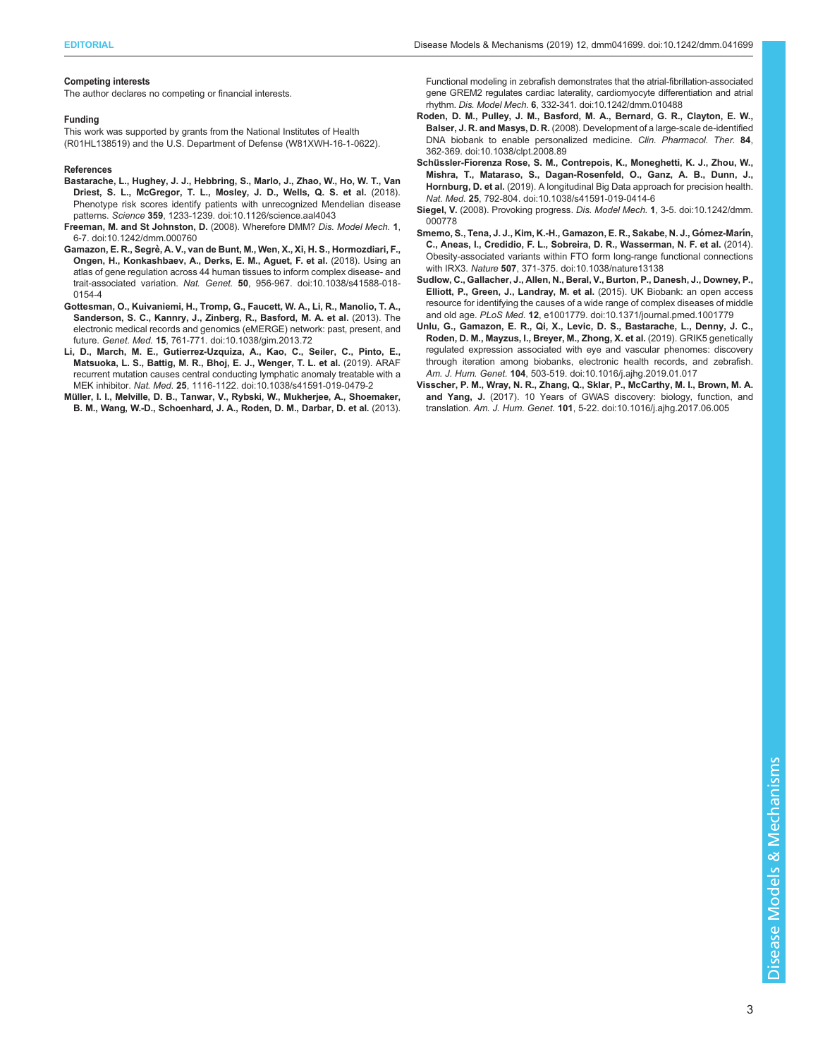#### Competing interests

The author declares no competing or financial interests.

#### Funding

This work was supported by grants from the National Institutes of Health (R01HL138519) and the U.S. Department of Defense (W81XWH-16-1-0622).

#### References

**Bastarache, L., Hughey, J. J., Hebbring, S., Marlo, J., Zhao, W., Ho, W. T., Van Driest, S. L., McGregor, T. L., Mosley, J. D., Wells, Q. S. et al.** (2018). Phenotype risk scores identify patients with unrecognized Mendelian disease patterns. *Science* **359**, 1233-1239. doi:10.1126/science.aal4043

**Freeman, M. and St Johnston, D.** (2008). Wherefore DMM? *Dis. Model Mech.* **1**, 6-7. doi:10.1242/dmm.000760

**Gamazon, E. R., Segrè, A. V., van de Bunt, M., Wen, X., Xi, H. S., Hormozdiari, F., Ongen, H., Konkashbaev, A., Derks, E. M., Aguet, F. et al.** (2018). Using an atlas of gene regulation across 44 human tissues to inform complex disease- and trait-associated variation. *Nat. Genet.* **50**, 956-967. doi:10.1038/s41588-018-0154-4

**Gottesman, O., Kuivaniemi, H., Tromp, G., Faucett, W. A., Li, R., Manolio, T. A., Sanderson, S. C., Kannry, J., Zinberg, R., Basford, M. A. et al.** (2013). The electronic medical records and genomics (eMERGE) network: past, present, and future. *Genet. Med.* **15**, 761-771. doi:10.1038/gim.2013.72

**Li, D., March, M. E., Gutierrez-Uzquiza, A., Kao, C., Seiler, C., Pinto, E., Matsuoka, L. S., Battig, M. R., Bhoj, E. J., Wenger, T. L. et al.** (2019). ARAF recurrent mutation causes central conducting lymphatic anomaly treatable with a MEK inhibitor. *Nat. Med.* **25**, 1116-1122. doi:10.1038/s41591-019-0479-2

**Müller, I. I., Melville, D. B., Tanwar, V., Rybski, W., Mukherjee, A., Shoemaker, B. M., Wang, W.-D., Schoenhard, J. A., Roden, D. M., Darbar, D. et al.** (2013). Functional modeling in zebrafish demonstrates that the atrial-fibrillation-associated gene GREM2 regulates cardiac laterality, cardiomyocyte differentiation and atrial rhythm. *Dis. Model Mech.* **6**, 332-341. doi:10.1242/dmm.010488

**Roden, D. M., Pulley, J. M., Basford, M. A., Bernard, G. R., Clayton, E. W., Balser, J. R. and Masys, D. R.** (2008). Development of a large-scale de-identified DNA biobank to enable personalized medicine. *Clin. Pharmacol. Ther.* **84**, 362-369. doi:10.1038/clpt.2008.89

**Schüssler-Fiorenza Rose, S. M., Contrepois, K., Moneghetti, K. J., Zhou, W., Mishra, T., Mataraso, S., Dagan-Rosenfeld, O., Ganz, A. B., Dunn, J., Hornburg, D. et al.** (2019). A longitudinal Big Data approach for precision health. *Nat. Med.* **25**, 792-804. doi:10.1038/s41591-019-0414-6

**Siegel, V.** (2008). Provoking progress. *Dis. Model Mech.* **1**, 3-5. doi:10.1242/dmm.000778

**Smemo, S., Tena, J. J., Kim, K.-H., Gamazon, E. R., Sakabe, N. J., Gómez-Marín, C., Aneas, I., Credidio, F. L., Sobreira, D. R., Wasserman, N. F. et al.** (2014). Obesity-associated variants within FTO form long-range functional connections with IRX3. *Nature* **507**, 371-375. doi:10.1038/nature13138

**Sudlow, C., Gallacher, J., Allen, N., Beral, V., Burton, P., Danesh, J., Downey, P., Elliott, P., Green, J., Landray, M. et al.** (2015). UK Biobank: an open access resource for identifying the causes of a wide range of complex diseases of middle and old age. *PLoS Med.* **12**, e1001779. doi:10.1371/journal.pmed.1001779

**Unlu, G., Gamazon, E. R., Qi, X., Levic, D. S., Bastarache, L., Denny, J. C., Roden, D. M., Mayzus, I., Breyer, M., Zhong, X. et al.** (2019). GRIK5 genetically regulated expression associated with eye and vascular phenomes: discovery through iteration among biobanks, electronic health records, and zebrafish. *Am. J. Hum. Genet.* **104**, 503-519. doi:10.1016/j.ajhg.2019.01.017

**Visscher, P. M., Wray, N. R., Zhang, Q., Sklar, P., McCarthy, M. I., Brown, M. A. and Yang, J.** (2017). 10 Years of GWAS discovery: biology, function, and translation. *Am. J. Hum. Genet.* **101**, 5-22. doi:10.1016/j.ajhg.2017.06.005